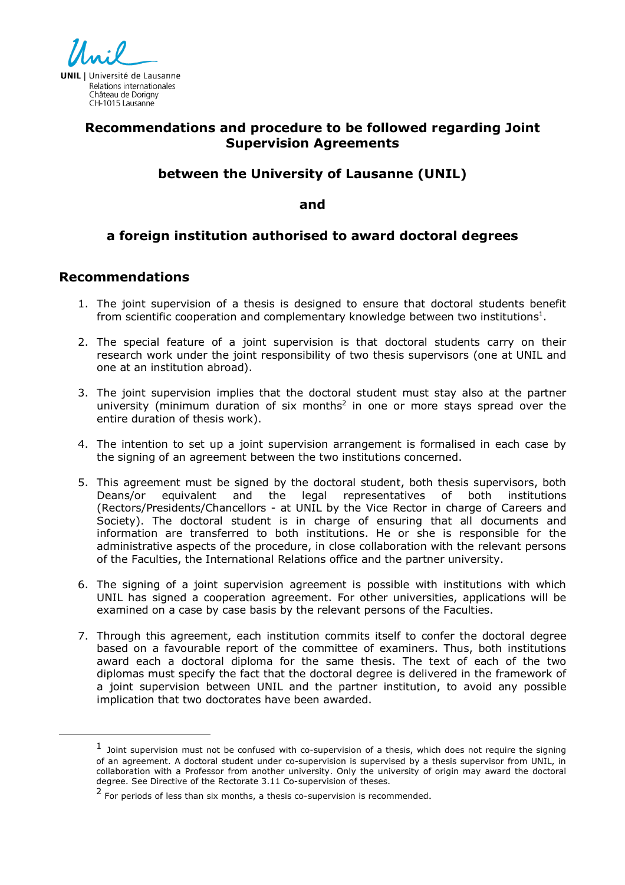UNIL | Université de Lausanne
Relations internationales
Château de Dorigny
CH-1015 Lausanne

# Recommendations and procedure to be followed regarding Joint Supervision Agreements

## between the University of Lausanne (UNIL)

## and

## a foreign institution authorised to award doctoral degrees

## Recommendations

1. The joint supervision of a thesis is designed to ensure that doctoral students benefit from scientific cooperation and complementary knowledge between two institutions[1].

2. The special feature of a joint supervision is that doctoral students carry on their research work under the joint responsibility of two thesis supervisors (one at UNIL and one at an institution abroad).

3. The joint supervision implies that the doctoral student must stay also at the partner university (minimum duration of six months[2] in one or more stays spread over the entire duration of thesis work).

4. The intention to set up a joint supervision arrangement is formalised in each case by the signing of an agreement between the two institutions concerned.

5. This agreement must be signed by the doctoral student, both thesis supervisors, both Deans/or equivalent and the legal representatives of both institutions (Rectors/Presidents/Chancellors - at UNIL by the Vice Rector in charge of Careers and Society). The doctoral student is in charge of ensuring that all documents and information are transferred to both institutions. He or she is responsible for the administrative aspects of the procedure, in close collaboration with the relevant persons of the Faculties, the International Relations office and the partner university.

6. The signing of a joint supervision agreement is possible with institutions with which UNIL has signed a cooperation agreement. For other universities, applications will be examined on a case by case basis by the relevant persons of the Faculties.

7. Through this agreement, each institution commits itself to confer the doctoral degree based on a favourable report of the committee of examiners. Thus, both institutions award each a doctoral diploma for the same thesis. The text of each of the two diplomas must specify the fact that the doctoral degree is delivered in the framework of a joint supervision between UNIL and the partner institution, to avoid any possible implication that two doctorates have been awarded.

---

[1] Joint supervision must not be confused with co-supervision of a thesis, which does not require the signing of an agreement. A doctoral student under co-supervision is supervised by a thesis supervisor from UNIL, in collaboration with a Professor from another university. Only the university of origin may award the doctoral degree. See Directive of the Rectorate 3.11 Co-supervision of theses.

[2] For periods of less than six months, a thesis co-supervision is recommended.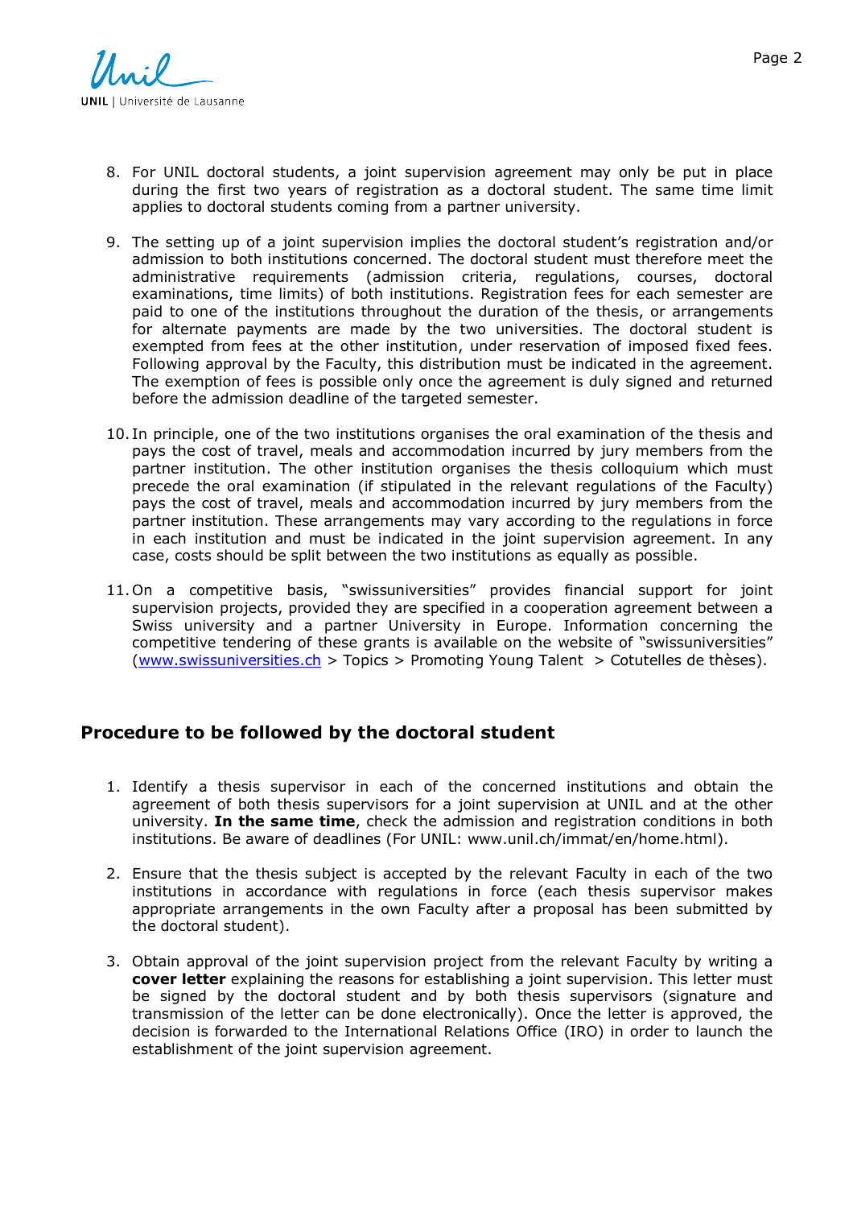8. For UNIL doctoral students, a joint supervision agreement may only be put in place during the first two years of registration as a doctoral student. The same time limit applies to doctoral students coming from a partner university.

9. The setting up of a joint supervision implies the doctoral student's registration and/or admission to both institutions concerned. The doctoral student must therefore meet the administrative requirements (admission criteria, regulations, courses, doctoral examinations, time limits) of both institutions. Registration fees for each semester are paid to one of the institutions throughout the duration of the thesis, or arrangements for alternate payments are made by the two universities. The doctoral student is exempted from fees at the other institution, under reservation of imposed fixed fees. Following approval by the Faculty, this distribution must be indicated in the agreement. The exemption of fees is possible only once the agreement is duly signed and returned before the admission deadline of the targeted semester.

10. In principle, one of the two institutions organises the oral examination of the thesis and pays the cost of travel, meals and accommodation incurred by jury members from the partner institution. The other institution organises the thesis colloquium which must precede the oral examination (if stipulated in the relevant regulations of the Faculty) pays the cost of travel, meals and accommodation incurred by jury members from the partner institution. These arrangements may vary according to the regulations in force in each institution and must be indicated in the joint supervision agreement. In any case, costs should be split between the two institutions as equally as possible.

11. On a competitive basis, "swissuniversities" provides financial support for joint supervision projects, provided they are specified in a cooperation agreement between a Swiss university and a partner University in Europe. Information concerning the competitive tendering of these grants is available on the website of "swissuniversities" (www.swissuniversities.ch > Topics > Promoting Young Talent > Cotutelles de thèses).

## Procedure to be followed by the doctoral student

1. Identify a thesis supervisor in each of the concerned institutions and obtain the agreement of both thesis supervisors for a joint supervision at UNIL and at the other university. **In the same time**, check the admission and registration conditions in both institutions. Be aware of deadlines (For UNIL: www.unil.ch/immat/en/home.html).

2. Ensure that the thesis subject is accepted by the relevant Faculty in each of the two institutions in accordance with regulations in force (each thesis supervisor makes appropriate arrangements in the own Faculty after a proposal has been submitted by the doctoral student).

3. Obtain approval of the joint supervision project from the relevant Faculty by writing a **cover letter** explaining the reasons for establishing a joint supervision. This letter must be signed by the doctoral student and by both thesis supervisors (signature and transmission of the letter can be done electronically). Once the letter is approved, the decision is forwarded to the International Relations Office (IRO) in order to launch the establishment of the joint supervision agreement.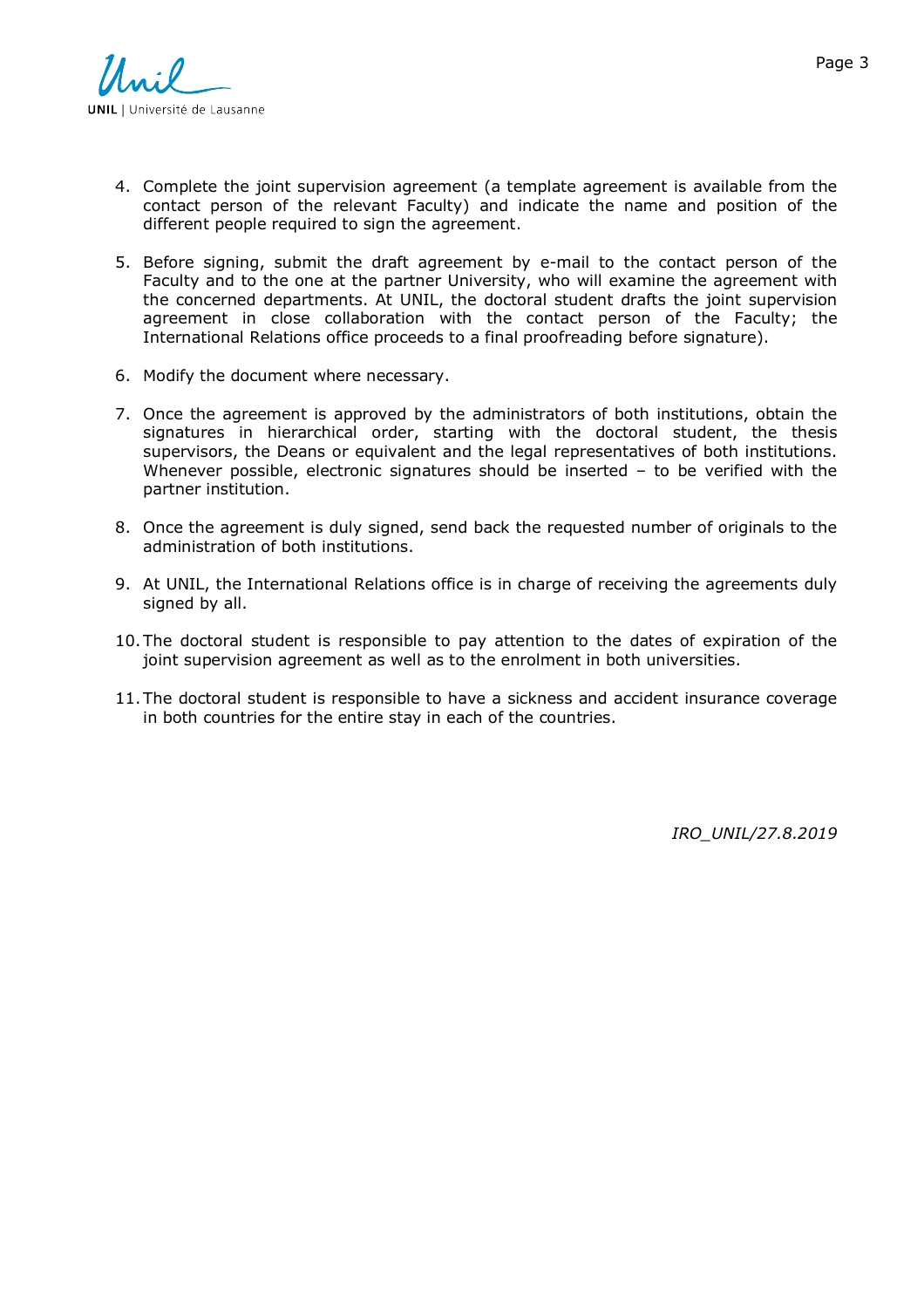4. Complete the joint supervision agreement (a template agreement is available from the contact person of the relevant Faculty) and indicate the name and position of the different people required to sign the agreement.

5. Before signing, submit the draft agreement by e-mail to the contact person of the Faculty and to the one at the partner University, who will examine the agreement with the concerned departments. At UNIL, the doctoral student drafts the joint supervision agreement in close collaboration with the contact person of the Faculty; the International Relations office proceeds to a final proofreading before signature).

6. Modify the document where necessary.

7. Once the agreement is approved by the administrators of both institutions, obtain the signatures in hierarchical order, starting with the doctoral student, the thesis supervisors, the Deans or equivalent and the legal representatives of both institutions. Whenever possible, electronic signatures should be inserted – to be verified with the partner institution.

8. Once the agreement is duly signed, send back the requested number of originals to the administration of both institutions.

9. At UNIL, the International Relations office is in charge of receiving the agreements duly signed by all.

10. The doctoral student is responsible to pay attention to the dates of expiration of the joint supervision agreement as well as to the enrolment in both universities.

11. The doctoral student is responsible to have a sickness and accident insurance coverage in both countries for the entire stay in each of the countries.

*IRO_UNIL/27.8.2019*